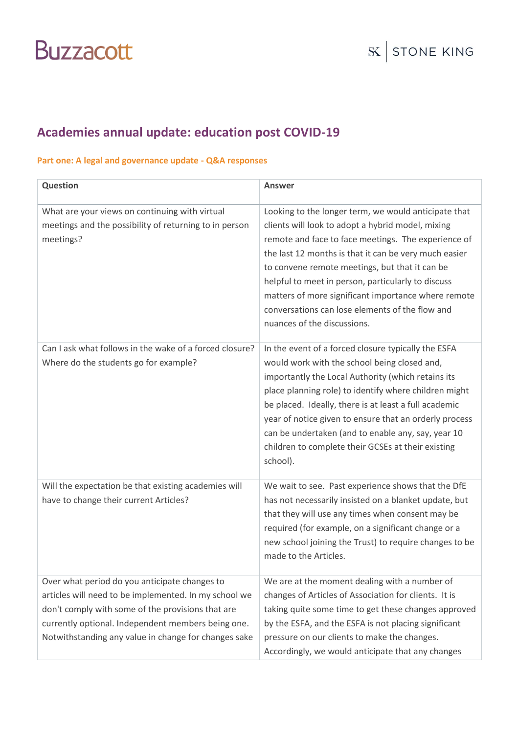Buzzacott

SK | STONE KING

# Academies annual update: education post COVID-19

## Part one: A legal and governance update - Q&A responses

| Question | Answer |
|---|---|
| What are your views on continuing with virtual meetings and the possibility of returning to in person meetings? | Looking to the longer term, we would anticipate that clients will look to adopt a hybrid model, mixing remote and face to face meetings. The experience of the last 12 months is that it can be very much easier to convene remote meetings, but that it can be helpful to meet in person, particularly to discuss matters of more significant importance where remote conversations can lose elements of the flow and nuances of the discussions. |
| Can I ask what follows in the wake of a forced closure? Where do the students go for example? | In the event of a forced closure typically the ESFA would work with the school being closed and, importantly the Local Authority (which retains its place planning role) to identify where children might be placed. Ideally, there is at least a full academic year of notice given to ensure that an orderly process can be undertaken (and to enable any, say, year 10 children to complete their GCSEs at their existing school). |
| Will the expectation be that existing academies will have to change their current Articles? | We wait to see. Past experience shows that the DfE has not necessarily insisted on a blanket update, but that they will use any times when consent may be required (for example, on a significant change or a new school joining the Trust) to require changes to be made to the Articles. |
| Over what period do you anticipate changes to articles will need to be implemented. In my school we don't comply with some of the provisions that are currently optional. Independent members being one. Notwithstanding any value in change for changes sake | We are at the moment dealing with a number of changes of Articles of Association for clients. It is taking quite some time to get these changes approved by the ESFA, and the ESFA is not placing significant pressure on our clients to make the changes. Accordingly, we would anticipate that any changes |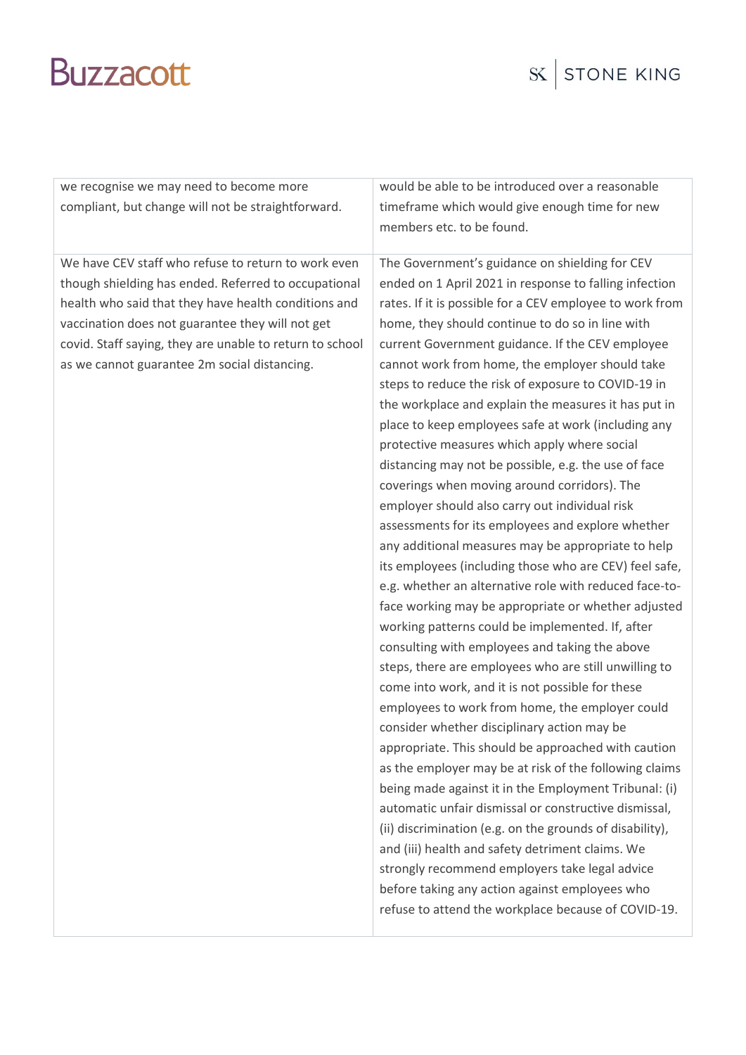| | |
|---|---|
| we recognise we may need to become more compliant, but change will not be straightforward. | would be able to be introduced over a reasonable timeframe which would give enough time for new members etc. to be found. |
| We have CEV staff who refuse to return to work even though shielding has ended. Referred to occupational health who said that they have health conditions and vaccination does not guarantee they will not get covid. Staff saying, they are unable to return to school as we cannot guarantee 2m social distancing. | The Government's guidance on shielding for CEV ended on 1 April 2021 in response to falling infection rates. If it is possible for a CEV employee to work from home, they should continue to do so in line with current Government guidance. If the CEV employee cannot work from home, the employer should take steps to reduce the risk of exposure to COVID-19 in the workplace and explain the measures it has put in place to keep employees safe at work (including any protective measures which apply where social distancing may not be possible, e.g. the use of face coverings when moving around corridors). The employer should also carry out individual risk assessments for its employees and explore whether any additional measures may be appropriate to help its employees (including those who are CEV) feel safe, e.g. whether an alternative role with reduced face-to-face working may be appropriate or whether adjusted working patterns could be implemented. If, after consulting with employees and taking the above steps, there are employees who are still unwilling to come into work, and it is not possible for these employees to work from home, the employer could consider whether disciplinary action may be appropriate. This should be approached with caution as the employer may be at risk of the following claims being made against it in the Employment Tribunal: (i) automatic unfair dismissal or constructive dismissal, (ii) discrimination (e.g. on the grounds of disability), and (iii) health and safety detriment claims. We strongly recommend employers take legal advice before taking any action against employees who refuse to attend the workplace because of COVID-19. |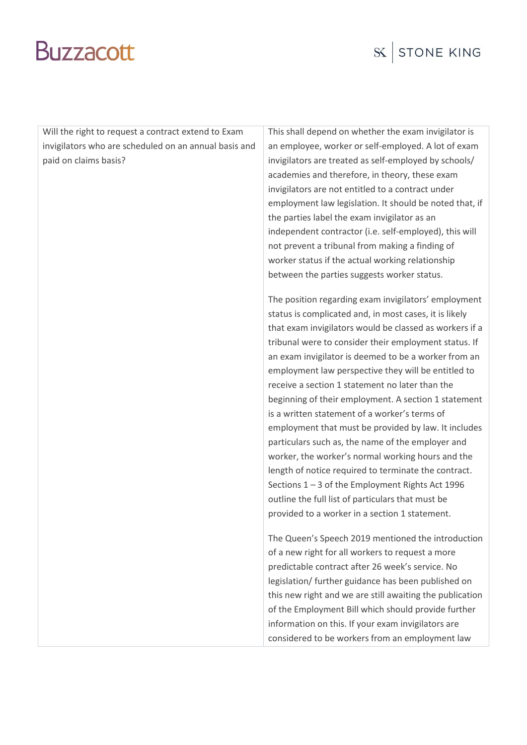| | |
|---|---|
| Will the right to request a contract extend to Exam invigilators who are scheduled on an annual basis and paid on claims basis? | This shall depend on whether the exam invigilator is an employee, worker or self-employed. A lot of exam invigilators are treated as self-employed by schools/ academies and therefore, in theory, these exam invigilators are not entitled to a contract under employment law legislation. It should be noted that, if the parties label the exam invigilator as an independent contractor (i.e. self-employed), this will not prevent a tribunal from making a finding of worker status if the actual working relationship between the parties suggests worker status.<br><br>The position regarding exam invigilators' employment status is complicated and, in most cases, it is likely that exam invigilators would be classed as workers if a tribunal were to consider their employment status. If an exam invigilator is deemed to be a worker from an employment law perspective they will be entitled to receive a section 1 statement no later than the beginning of their employment. A section 1 statement is a written statement of a worker's terms of employment that must be provided by law. It includes particulars such as, the name of the employer and worker, the worker's normal working hours and the length of notice required to terminate the contract. Sections 1 – 3 of the Employment Rights Act 1996 outline the full list of particulars that must be provided to a worker in a section 1 statement.<br><br>The Queen's Speech 2019 mentioned the introduction of a new right for all workers to request a more predictable contract after 26 week's service. No legislation/ further guidance has been published on this new right and we are still awaiting the publication of the Employment Bill which should provide further information on this. If your exam invigilators are considered to be workers from an employment law |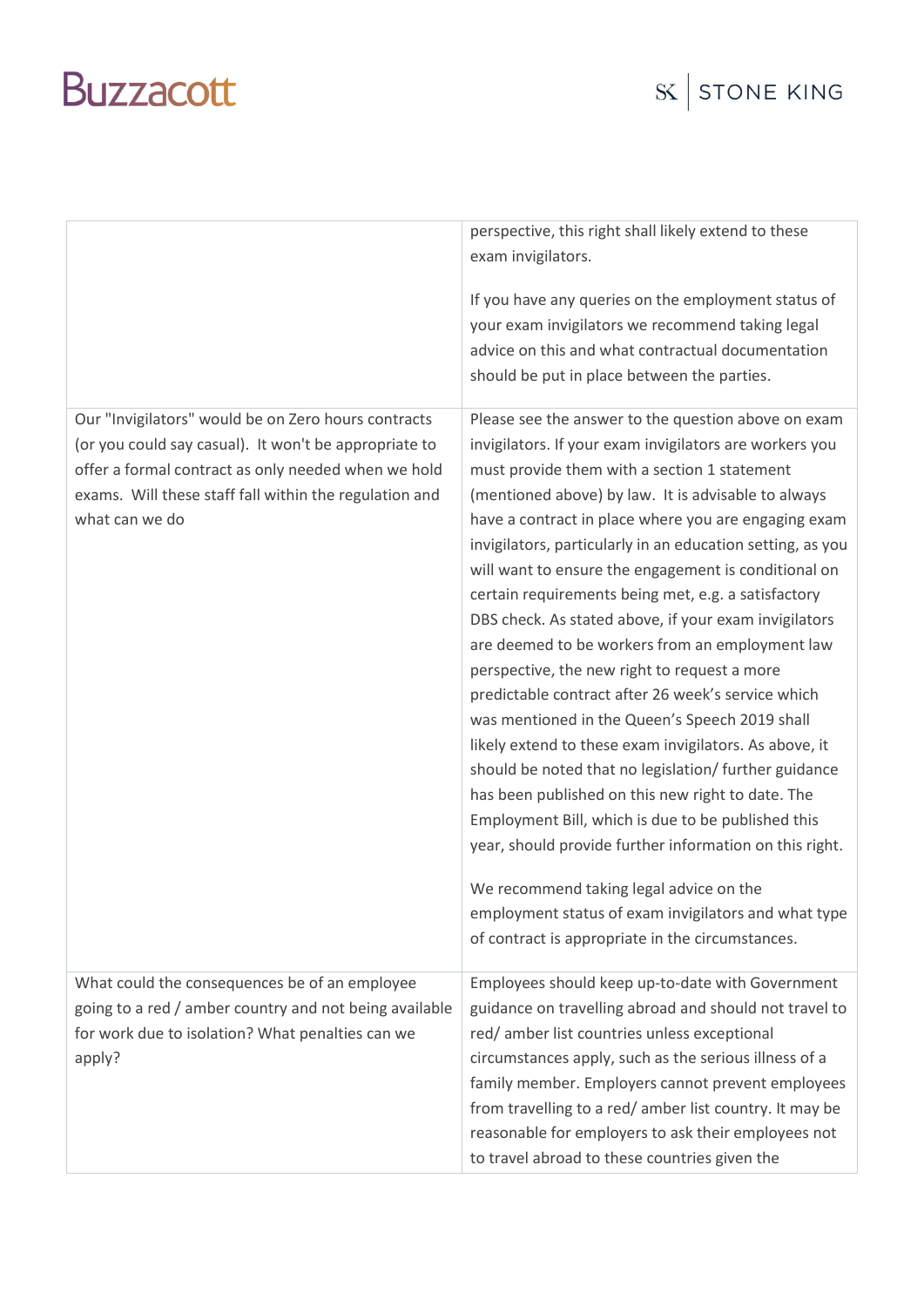| | |
|---|---|
| | perspective, this right shall likely extend to these exam invigilators.<br><br>If you have any queries on the employment status of your exam invigilators we recommend taking legal advice on this and what contractual documentation should be put in place between the parties. |
| Our "Invigilators" would be on Zero hours contracts (or you could say casual). It won't be appropriate to offer a formal contract as only needed when we hold exams. Will these staff fall within the regulation and what can we do | Please see the answer to the question above on exam invigilators. If your exam invigilators are workers you must provide them with a section 1 statement (mentioned above) by law. It is advisable to always have a contract in place where you are engaging exam invigilators, particularly in an education setting, as you will want to ensure the engagement is conditional on certain requirements being met, e.g. a satisfactory DBS check. As stated above, if your exam invigilators are deemed to be workers from an employment law perspective, the new right to request a more predictable contract after 26 week's service which was mentioned in the Queen's Speech 2019 shall likely extend to these exam invigilators. As above, it should be noted that no legislation/ further guidance has been published on this new right to date. The Employment Bill, which is due to be published this year, should provide further information on this right.<br><br>We recommend taking legal advice on the employment status of exam invigilators and what type of contract is appropriate in the circumstances. |
| What could the consequences be of an employee going to a red / amber country and not being available for work due to isolation? What penalties can we apply? | Employees should keep up-to-date with Government guidance on travelling abroad and should not travel to red/ amber list countries unless exceptional circumstances apply, such as the serious illness of a family member. Employers cannot prevent employees from travelling to a red/ amber list country. It may be reasonable for employers to ask their employees not to travel abroad to these countries given the |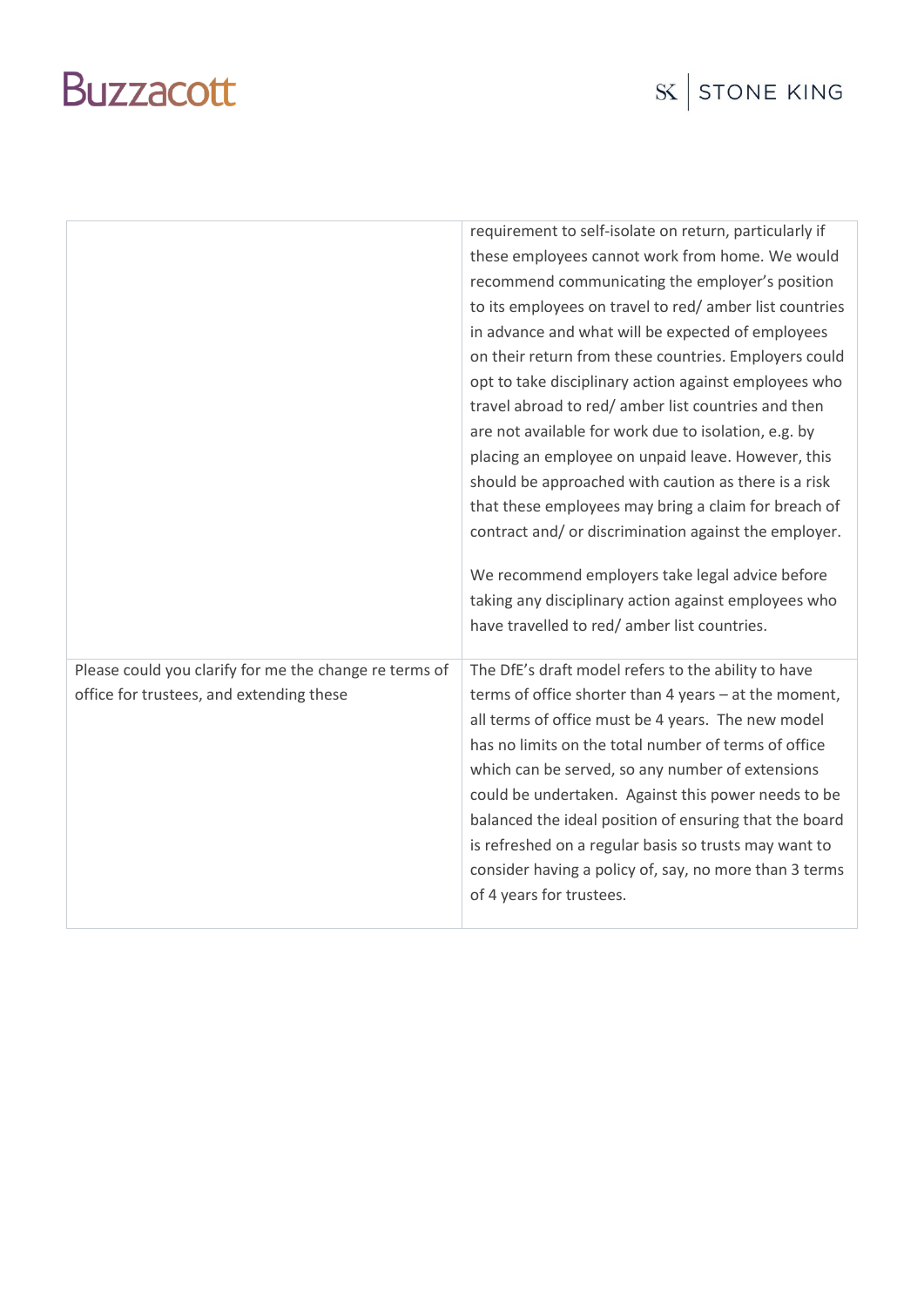| | |
|---|---|
| | requirement to self-isolate on return, particularly if these employees cannot work from home. We would recommend communicating the employer's position to its employees on travel to red/ amber list countries in advance and what will be expected of employees on their return from these countries. Employers could opt to take disciplinary action against employees who travel abroad to red/ amber list countries and then are not available for work due to isolation, e.g. by placing an employee on unpaid leave. However, this should be approached with caution as there is a risk that these employees may bring a claim for breach of contract and/ or discrimination against the employer.<br><br>We recommend employers take legal advice before taking any disciplinary action against employees who have travelled to red/ amber list countries. |
| Please could you clarify for me the change re terms of office for trustees, and extending these | The DfE's draft model refers to the ability to have terms of office shorter than 4 years – at the moment, all terms of office must be 4 years. The new model has no limits on the total number of terms of office which can be served, so any number of extensions could be undertaken. Against this power needs to be balanced the ideal position of ensuring that the board is refreshed on a regular basis so trusts may want to consider having a policy of, say, no more than 3 terms of 4 years for trustees. |